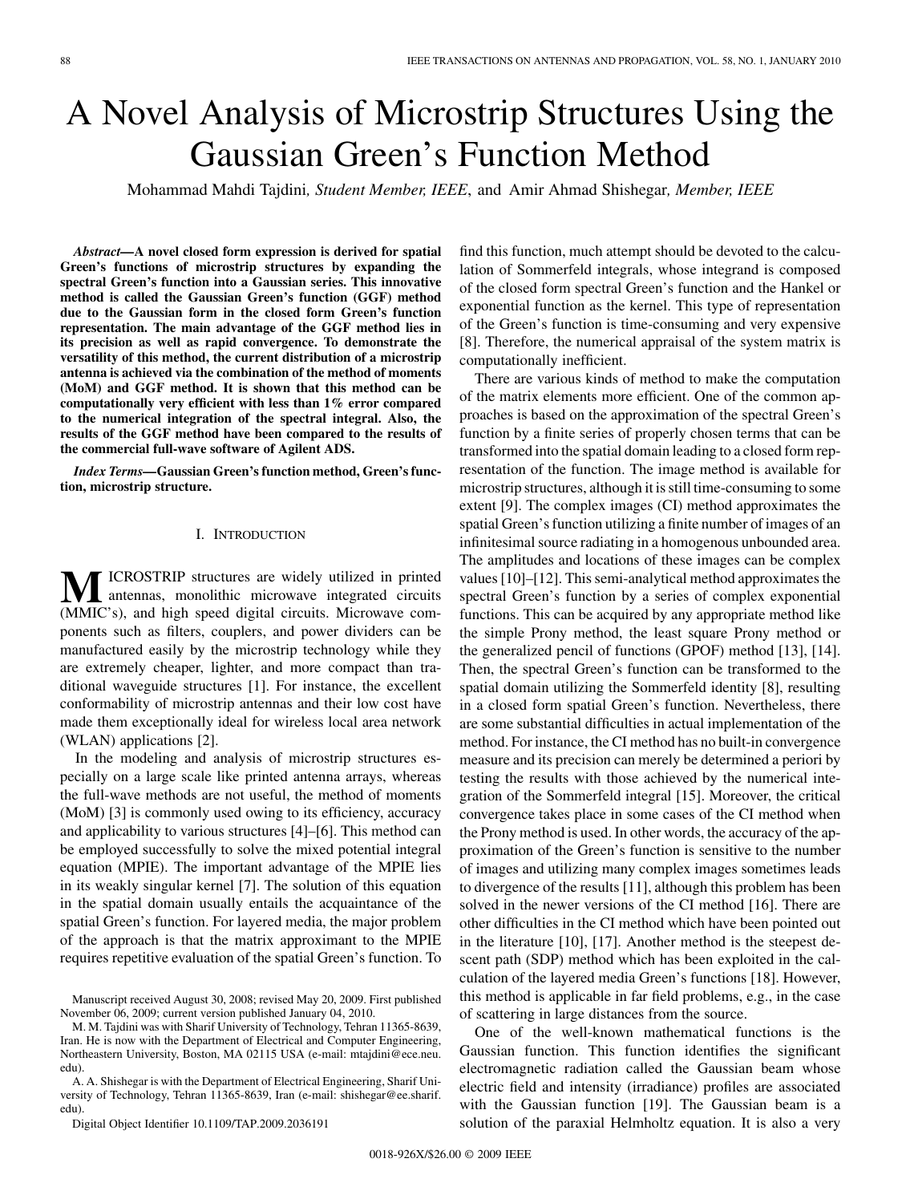# A Novel Analysis of Microstrip Structures Using the Gaussian Green's Function Method

Mohammad Mahdi Tajdini, *Student Member, IEEE*, and Amir Ahmad Shishegar, *Member, IEEE*

***Abstract*—A novel closed form expression is derived for spatial Green's functions of microstrip structures by expanding the spectral Green's function into a Gaussian series. This innovative method is called the Gaussian Green's function (GGF) method due to the Gaussian form in the closed form Green's function representation. The main advantage of the GGF method lies in its precision as well as rapid convergence. To demonstrate the versatility of this method, the current distribution of a microstrip antenna is achieved via the combination of the method of moments (MoM) and GGF method. It is shown that this method can be computationally very efficient with less than 1% error compared to the numerical integration of the spectral integral. Also, the results of the GGF method have been compared to the results of the commercial full-wave software of Agilent ADS.**

***Index Terms*—Gaussian Green's function method, Green's function, microstrip structure.**

## I. Introduction

MICROSTRIP structures are widely utilized in printed antennas, monolithic microwave integrated circuits (MMIC's), and high speed digital circuits. Microwave components such as filters, couplers, and power dividers can be manufactured easily by the microstrip technology while they are extremely cheaper, lighter, and more compact than traditional waveguide structures [1]. For instance, the excellent conformability of microstrip antennas and their low cost have made them exceptionally ideal for wireless local area network (WLAN) applications [2].

In the modeling and analysis of microstrip structures especially on a large scale like printed antenna arrays, whereas the full-wave methods are not useful, the method of moments (MoM) [3] is commonly used owing to its efficiency, accuracy and applicability to various structures [4]–[6]. This method can be employed successfully to solve the mixed potential integral equation (MPIE). The important advantage of the MPIE lies in its weakly singular kernel [7]. The solution of this equation in the spatial domain usually entails the acquaintance of the spatial Green's function. For layered media, the major problem of the approach is that the matrix approximant to the MPIE requires repetitive evaluation of the spatial Green's function. To find this function, much attempt should be devoted to the calculation of Sommerfeld integrals, whose integrand is composed of the closed form spectral Green's function and the Hankel or exponential function as the kernel. This type of representation of the Green's function is time-consuming and very expensive [8]. Therefore, the numerical appraisal of the system matrix is computationally inefficient.

There are various kinds of method to make the computation of the matrix elements more efficient. One of the common approaches is based on the approximation of the spectral Green's function by a finite series of properly chosen terms that can be transformed into the spatial domain leading to a closed form representation of the function. The image method is available for microstrip structures, although it is still time-consuming to some extent [9]. The complex images (CI) method approximates the spatial Green's function utilizing a finite number of images of an infinitesimal source radiating in a homogenous unbounded area. The amplitudes and locations of these images can be complex values [10]–[12]. This semi-analytical method approximates the spectral Green's function by a series of complex exponential functions. This can be acquired by any appropriate method like the simple Prony method, the least square Prony method or the generalized pencil of functions (GPOF) method [13], [14]. Then, the spectral Green's function can be transformed to the spatial domain utilizing the Sommerfeld identity [8], resulting in a closed form spatial Green's function. Nevertheless, there are some substantial difficulties in actual implementation of the method. For instance, the CI method has no built-in convergence measure and its precision can merely be determined a periori by testing the results with those achieved by the numerical integration of the Sommerfeld integral [15]. Moreover, the critical convergence takes place in some cases of the CI method when the Prony method is used. In other words, the accuracy of the approximation of the Green's function is sensitive to the number of images and utilizing many complex images sometimes leads to divergence of the results [11], although this problem has been solved in the newer versions of the CI method [16]. There are other difficulties in the CI method which have been pointed out in the literature [10], [17]. Another method is the steepest descent path (SDP) method which has been exploited in the calculation of the layered media Green's functions [18]. However, this method is applicable in far field problems, e.g., in the case of scattering in large distances from the source.

One of the well-known mathematical functions is the Gaussian function. This function identifies the significant electromagnetic radiation called the Gaussian beam whose electric field and intensity (irradiance) profiles are associated with the Gaussian function [19]. The Gaussian beam is a solution of the paraxial Helmholtz equation. It is also a very

---

Manuscript received August 30, 2008; revised May 20, 2009. First published November 06, 2009; current version published January 04, 2010.

M. M. Tajdini was with Sharif University of Technology, Tehran 11365-8639, Iran. He is now with the Department of Electrical and Computer Engineering, Northeastern University, Boston, MA 02115 USA (e-mail: mtajdini@ece.neu.edu).

A. A. Shishegar is with the Department of Electrical Engineering, Sharif University of Technology, Tehran 11365-8639, Iran (e-mail: shishegar@ee.sharif.edu).

Digital Object Identifier 10.1109/TAP.2009.2036191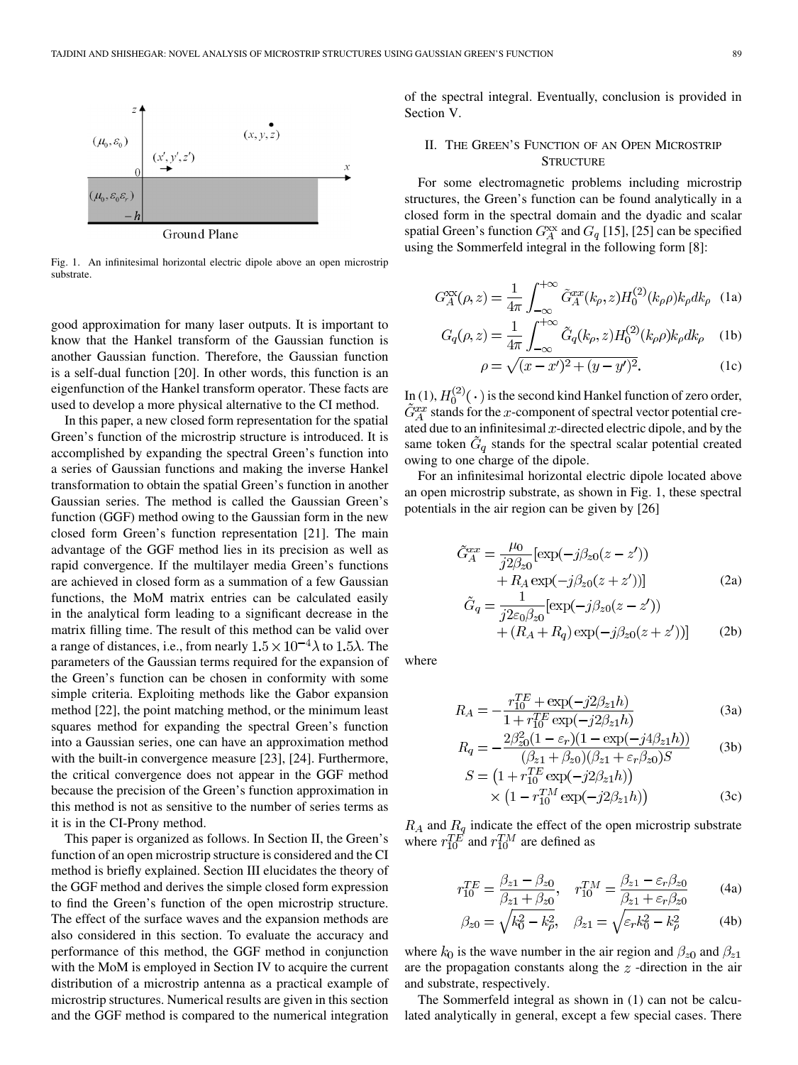Fig. 1. An infinitesimal horizontal electric dipole above an open microstrip substrate.

good approximation for many laser outputs. It is important to know that the Hankel transform of the Gaussian function is another Gaussian function. Therefore, the Gaussian function is a self-dual function [20]. In other words, this function is an eigenfunction of the Hankel transform operator. These facts are used to develop a more physical alternative to the CI method.

In this paper, a new closed form representation for the spatial Green's function of the microstrip structure is introduced. It is accomplished by expanding the spectral Green's function into a series of Gaussian functions and making the inverse Hankel transformation to obtain the spatial Green's function in another Gaussian series. The method is called the Gaussian Green's function (GGF) method owing to the Gaussian form in the new closed form Green's function representation [21]. The main advantage of the GGF method lies in its precision as well as rapid convergence. If the multilayer media Green's functions are achieved in closed form as a summation of a few Gaussian functions, the MoM matrix entries can be calculated easily in the analytical form leading to a significant decrease in the matrix filling time. The result of this method can be valid over a range of distances, i.e., from nearly $1.5\times 10^{-4}\lambda$ to $1.5\lambda$. The parameters of the Gaussian terms required for the expansion of the Green's function can be chosen in conformity with some simple criteria. Exploiting methods like the Gabor expansion method [22], the point matching method, or the minimum least squares method for expanding the spectral Green's function into a Gaussian series, one can have an approximation method with the built-in convergence measure [23], [24]. Furthermore, the critical convergence does not appear in the GGF method because the precision of the Green's function approximation in this method is not as sensitive to the number of series terms as it is in the CI-Prony method.

This paper is organized as follows. In Section II, the Green's function of an open microstrip structure is considered and the CI method is briefly explained. Section III elucidates the theory of the GGF method and derives the simple closed form expression to find the Green's function of the open microstrip structure. The effect of the surface waves and the expansion methods are also considered in this section. To evaluate the accuracy and performance of this method, the GGF method in conjunction with the MoM is employed in Section IV to acquire the current distribution of a microstrip antenna as a practical example of microstrip structures. Numerical results are given in this section and the GGF method is compared to the numerical integration of the spectral integral. Eventually, conclusion is provided in Section V.

## II. The Green's Function of an Open Microstrip Structure

For some electromagnetic problems including microstrip structures, the Green's function can be found analytically in a closed form in the spectral domain and the dyadic and scalar spatial Green's function $G_A^{xx}$ and $G_q$ [15], [25] can be specified using the Sommerfeld integral in the following form [8]:

$$G_A^{xx}(\rho, z) = \frac{1}{4\pi}\int_{-\infty}^{+\infty} \tilde{G}_A^{xx}(k_\rho, z) H_0^{(2)}(k_\rho \rho) k_\rho dk_\rho \quad (1a)$$

$$G_q(\rho, z) = \frac{1}{4\pi}\int_{-\infty}^{+\infty} \tilde{G}_q(k_\rho, z) H_0^{(2)}(k_\rho \rho) k_\rho dk_\rho \quad (1b)$$

$$\rho = \sqrt{(x-x')^2 + (y-y')^2}. \quad (1c)$$

In (1), $H_0^{(2)}(\cdot)$ is the second kind Hankel function of zero order, $\tilde{G}_A^{xx}$ stands for the $x$-component of spectral vector potential created due to an infinitesimal $x$-directed electric dipole, and by the same token $\tilde{G}_q$ stands for the spectral scalar potential created owing to one charge of the dipole.

For an infinitesimal horizontal electric dipole located above an open microstrip substrate, as shown in Fig. 1, these spectral potentials in the air region can be given by [26]

$$\tilde{G}_A^{xx} = \frac{\mu_0}{j2\beta_{z0}}[\exp(-j\beta_{z0}(z-z')) + R_A \exp(-j\beta_{z0}(z+z'))] \quad (2a)$$

$$\tilde{G}_q = \frac{1}{j2\varepsilon_0\beta_{z0}}[\exp(-j\beta_{z0}(z-z')) + (R_A + R_q)\exp(-j\beta_{z0}(z+z'))] \quad (2b)$$

where

$$R_A = -\frac{r_{10}^{TE} + \exp(-j2\beta_{z1}h)}{1 + r_{10}^{TE}\exp(-j2\beta_{z1}h)} \quad (3a)$$

$$R_q = -\frac{2\beta_{z0}^2(1-\varepsilon_r)(1-\exp(-j4\beta_{z1}h))}{(\beta_{z1}+\beta_{z0})(\beta_{z1}+\varepsilon_r\beta_{z0})S} \quad (3b)$$

$$S = \left(1 + r_{10}^{TE}\exp(-j2\beta_{z1}h)\right) \times \left(1 - r_{10}^{TM}\exp(-j2\beta_{z1}h)\right) \quad (3c)$$

$R_A$ and $R_q$ indicate the effect of the open microstrip substrate where $r_{10}^{TE}$ and $r_{10}^{TM}$ are defined as

$$r_{10}^{TE} = \frac{\beta_{z1} - \beta_{z0}}{\beta_{z1} + \beta_{z0}}, \quad r_{10}^{TM} = \frac{\beta_{z1} - \varepsilon_r\beta_{z0}}{\beta_{z1} + \varepsilon_r\beta_{z0}} \quad (4a)$$

$$\beta_{z0} = \sqrt{k_0^2 - k_\rho^2}, \quad \beta_{z1} = \sqrt{\varepsilon_r k_0^2 - k_\rho^2} \quad (4b)$$

where $k_0$ is the wave number in the air region and $\beta_{z0}$ and $\beta_{z1}$ are the propagation constants along the $z$ -direction in the air and substrate, respectively.

The Sommerfeld integral as shown in (1) can not be calculated analytically in general, except a few special cases. There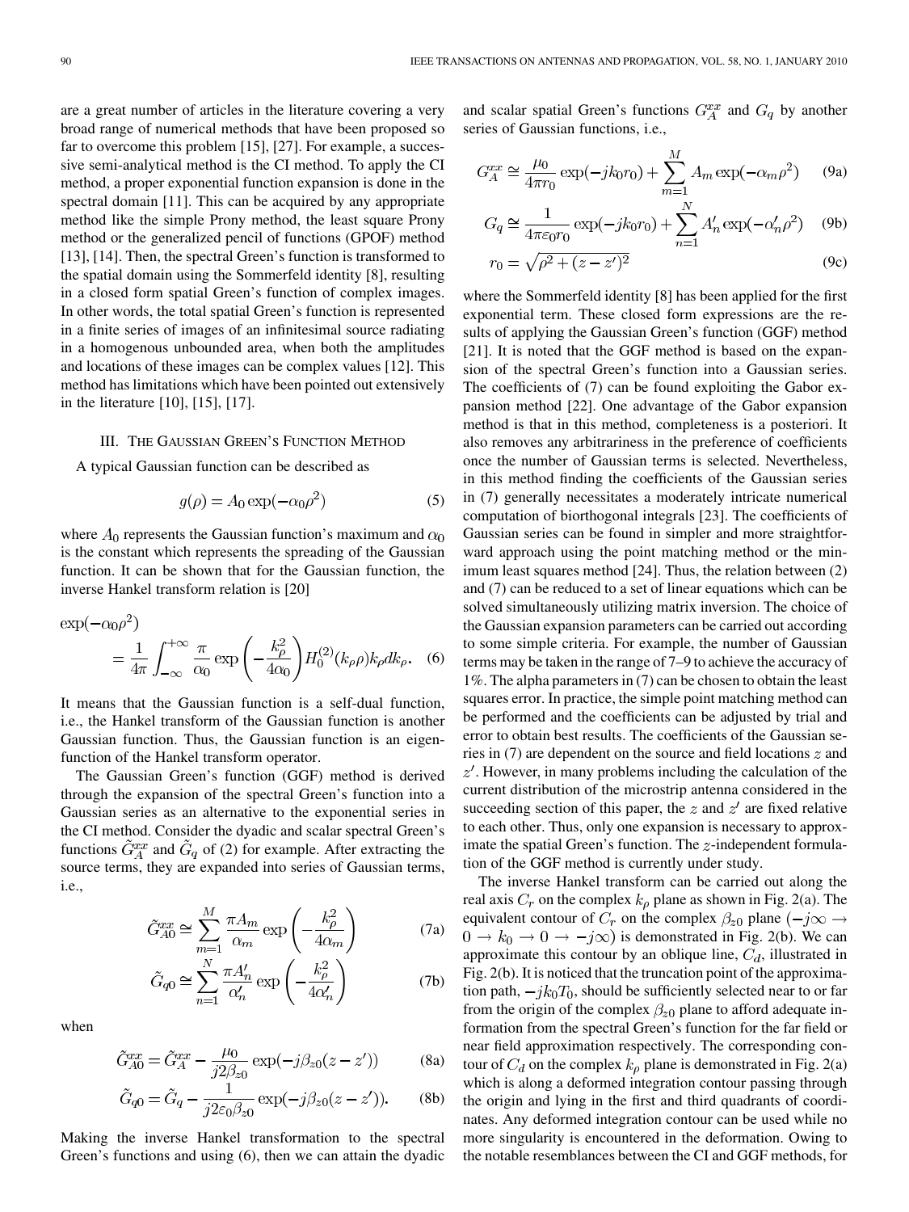are a great number of articles in the literature covering a very broad range of numerical methods that have been proposed so far to overcome this problem [15], [27]. For example, a successive semi-analytical method is the CI method. To apply the CI method, a proper exponential function expansion is done in the spectral domain [11]. This can be acquired by any appropriate method like the simple Prony method, the least square Prony method or the generalized pencil of functions (GPOF) method [13], [14]. Then, the spectral Green's function is transformed to the spatial domain using the Sommerfeld identity [8], resulting in a closed form spatial Green's function of complex images. In other words, the total spatial Green's function is represented in a finite series of images of an infinitesimal source radiating in a homogenous unbounded area, when both the amplitudes and locations of these images can be complex values [12]. This method has limitations which have been pointed out extensively in the literature [10], [15], [17].

## III. The Gaussian Green's Function Method

A typical Gaussian function can be described as

$$g(\rho) = A_0 \exp(-\alpha_0 \rho^2) \tag{5}$$

where $A_0$ represents the Gaussian function's maximum and $\alpha_0$ is the constant which represents the spreading of the Gaussian function. It can be shown that for the Gaussian function, the inverse Hankel transform relation is [20]

$$\exp(-\alpha_0\rho^2) = \frac{1}{4\pi}\int_{-\infty}^{+\infty} \frac{\pi}{\alpha_0}\exp\left(-\frac{k_\rho^2}{4\alpha_0}\right) H_0^{(2)}(k_\rho \rho) k_\rho dk_\rho. \tag{6}$$

It means that the Gaussian function is a self-dual function, i.e., the Hankel transform of the Gaussian function is another Gaussian function. Thus, the Gaussian function is an eigenfunction of the Hankel transform operator.

The Gaussian Green's function (GGF) method is derived through the expansion of the spectral Green's function into a Gaussian series as an alternative to the exponential series in the CI method. Consider the dyadic and scalar spectral Green's functions $\tilde{G}_A^{xx}$ and $\tilde{G}_q$ of (2) for example. After extracting the source terms, they are expanded into series of Gaussian terms, i.e.,

$$\tilde{G}_{A0}^{xx} \cong \sum_{m=1}^{M} \frac{\pi A_m}{\alpha_m}\exp\left(-\frac{k_\rho^2}{4\alpha_m}\right) \tag{7a}$$

$$\tilde{G}_{q0} \cong \sum_{n=1}^{N} \frac{\pi A'_n}{\alpha'_n}\exp\left(-\frac{k_\rho^2}{4\alpha'_n}\right) \tag{7b}$$

when

$$\tilde{G}_{A0}^{xx} = \tilde{G}_A^{xx} - \frac{\mu_0}{j2\beta_{z0}}\exp(-j\beta_{z0}(z-z')) \tag{8a}$$

$$\tilde{G}_{q0} = \tilde{G}_q - \frac{1}{j2\varepsilon_0\beta_{z0}}\exp(-j\beta_{z0}(z-z')). \tag{8b}$$

Making the inverse Hankel transformation to the spectral Green's functions and using (6), then we can attain the dyadic and scalar spatial Green's functions $G_A^{xx}$ and $G_q$ by another series of Gaussian functions, i.e.,

$$G_A^{xx} \cong \frac{\mu_0}{4\pi r_0}\exp(-jk_0 r_0) + \sum_{m=1}^{M} A_m \exp(-\alpha_m \rho^2) \tag{9a}$$

$$G_q \cong \frac{1}{4\pi\varepsilon_0 r_0}\exp(-jk_0 r_0) + \sum_{n=1}^{N} A'_n \exp(-\alpha'_n \rho^2) \tag{9b}$$

$$r_0 = \sqrt{\rho^2 + (z-z')^2} \tag{9c}$$

where the Sommerfeld identity [8] has been applied for the first exponential term. These closed form expressions are the results of applying the Gaussian Green's function (GGF) method [21]. It is noted that the GGF method is based on the expansion of the spectral Green's function into a Gaussian series. The coefficients of (7) can be found exploiting the Gabor expansion method [22]. One advantage of the Gabor expansion method is that in this method, completeness is a posteriori. It also removes any arbitrariness in the preference of coefficients once the number of Gaussian terms is selected. Nevertheless, in this method finding the coefficients of the Gaussian series in (7) generally necessitates a moderately intricate numerical computation of biorthogonal integrals [23]. The coefficients of Gaussian series can be found in simpler and more straightforward approach using the point matching method or the minimum least squares method [24]. Thus, the relation between (2) and (7) can be reduced to a set of linear equations which can be solved simultaneously utilizing matrix inversion. The choice of the Gaussian expansion parameters can be carried out according to some simple criteria. For example, the number of Gaussian terms may be taken in the range of 7–9 to achieve the accuracy of 1%. The alpha parameters in (7) can be chosen to obtain the least squares error. In practice, the simple point matching method can be performed and the coefficients can be adjusted by trial and error to obtain best results. The coefficients of the Gaussian series in (7) are dependent on the source and field locations $z$ and $z'$. However, in many problems including the calculation of the current distribution of the microstrip antenna considered in the succeeding section of this paper, the $z$ and $z'$ are fixed relative to each other. Thus, only one expansion is necessary to approximate the spatial Green's function. The $z$-independent formulation of the GGF method is currently under study.

The inverse Hankel transform can be carried out along the real axis $C_r$ on the complex $k_\rho$ plane as shown in Fig. 2(a). The equivalent contour of $C_r$ on the complex $\beta_{z0}$ plane ($-j\infty \to 0 \to k_0 \to 0 \to -j\infty$) is demonstrated in Fig. 2(b). We can approximate this contour by an oblique line, $C_d$, illustrated in Fig. 2(b). It is noticed that the truncation point of the approximation path, $-jk_0T_0$, should be sufficiently selected near to or far from the origin of the complex $\beta_{z0}$ plane to afford adequate information from the spectral Green's function for the far field or near field approximation respectively. The corresponding contour of $C_d$ on the complex $k_\rho$ plane is demonstrated in Fig. 2(a) which is along a deformed integration contour passing through the origin and lying in the first and third quadrants of coordinates. Any deformed integration contour can be used while no more singularity is encountered in the deformation. Owing to the notable resemblances between the CI and GGF methods, for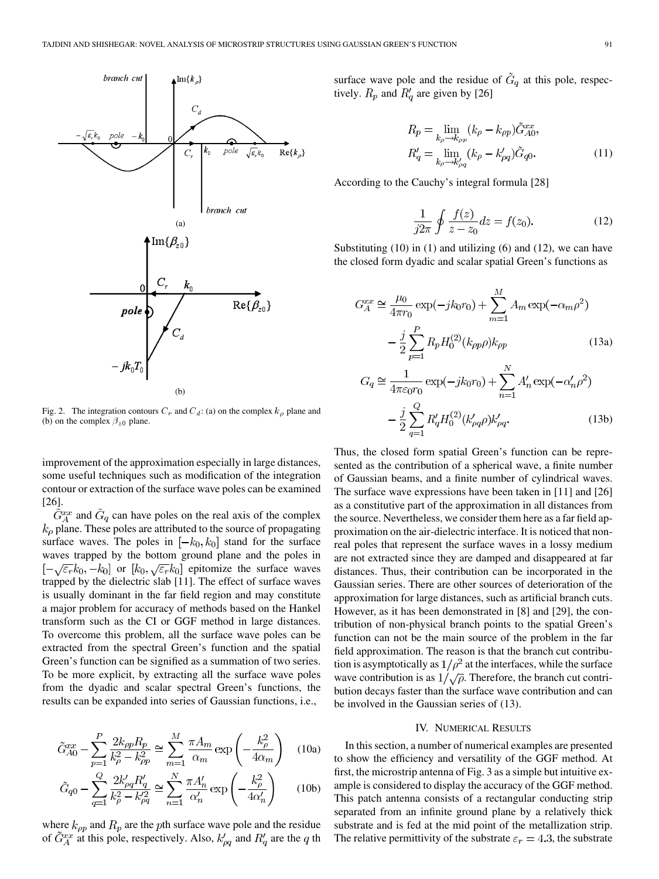Fig. 2. The integration contours $C_r$ and $C_d$: (a) on the complex $k_\rho$ plane and (b) on the complex $\beta_{z0}$ plane.

improvement of the approximation especially in large distances, some useful techniques such as modification of the integration contour or extraction of the surface wave poles can be examined [26].

$\tilde{G}_A^{xx}$ and $\tilde{G}_q$ can have poles on the real axis of the complex $k_\rho$ plane. These poles are attributed to the source of propagating surface waves. The poles in $[-k_0, k_0]$ stand for the surface waves trapped by the bottom ground plane and the poles in $[-\sqrt{\varepsilon_r}k_0, -k_0]$ or $[k_0, \sqrt{\varepsilon_r}k_0]$ epitomize the surface waves trapped by the dielectric slab [11]. The effect of surface waves is usually dominant in the far field region and may constitute a major problem for accuracy of methods based on the Hankel transform such as the CI or GGF method in large distances. To overcome this problem, all the surface wave poles can be extracted from the spectral Green's function and the spatial Green's function can be signified as a summation of two series. To be more explicit, by extracting all the surface wave poles from the dyadic and scalar spectral Green's functions, the results can be expanded into series of Gaussian functions, i.e.,

$$\tilde{G}_{A0}^{xx} - \sum_{p=1}^{P} \frac{2k_{\rho p}R_p}{k_\rho^2 - k_{\rho p}^2} \cong \sum_{m=1}^{M} \frac{\pi A_m}{\alpha_m} \exp\left(-\frac{k_\rho^2}{4\alpha_m}\right) \tag{10a}$$

$$\tilde{G}_{q0} - \sum_{q=1}^{Q} \frac{2k'_{\rho q}R'_q}{k_\rho^2 - k'^2_{\rho q}} \cong \sum_{n=1}^{N} \frac{\pi A'_n}{\alpha'_n} \exp\left(-\frac{k_\rho^2}{4\alpha'_n}\right) \tag{10b}$$

where $k_{\rho p}$ and $R_p$ are the $p$th surface wave pole and the residue of $\tilde{G}_A^{xx}$ at this pole, respectively. Also, $k'_{\rho q}$ and $R'_q$ are the $q$ th surface wave pole and the residue of $\tilde{G}_q$ at this pole, respectively. $R_p$ and $R'_q$ are given by [26]

$$\begin{aligned} R_p &= \lim_{k_\rho \to k_{\rho p}} (k_\rho - k_{\rho p})\tilde{G}_{A0}^{xx}, \\ R'_q &= \lim_{k_\rho \to k'_{\rho q}} (k_\rho - k'_{\rho q})\tilde{G}_{q0}. \end{aligned} \tag{11}$$

According to the Cauchy's integral formula [28]

$$\frac{1}{j2\pi} \oint \frac{f(z)}{z - z_0} dz = f(z_0). \tag{12}$$

Substituting (10) in (1) and utilizing (6) and (12), we can have the closed form dyadic and scalar spatial Green's functions as

$$\begin{aligned} G_A^{xx} \cong& \frac{\mu_0}{4\pi r_0} \exp(-jk_0 r_0) + \sum_{m=1}^{M} A_m \exp(-\alpha_m \rho^2) \\ &- \frac{j}{2} \sum_{p=1}^{P} R_p H_0^{(2)}(k_{\rho p}\rho) k_{\rho p} \end{aligned} \tag{13a}$$

$$\begin{aligned} G_q \cong& \frac{1}{4\pi\varepsilon_0 r_0} \exp(-jk_0 r_0) + \sum_{n=1}^{N} A'_n \exp(-\alpha'_n \rho^2) \\ &- \frac{j}{2} \sum_{q=1}^{Q} R'_q H_0^{(2)}(k'_{\rho q}\rho) k'_{\rho q}. \end{aligned} \tag{13b}$$

Thus, the closed form spatial Green's function can be represented as the contribution of a spherical wave, a finite number of Gaussian beams, and a finite number of cylindrical waves. The surface wave expressions have been taken in [11] and [26] as a constitutive part of the approximation in all distances from the source. Nevertheless, we consider them here as a far field approximation on the air-dielectric interface. It is noticed that non-real poles that represent the surface waves in a lossy medium are not extracted since they are damped and disappeared at far distances. Thus, their contribution can be incorporated in the Gaussian series. There are other sources of deterioration of the approximation for large distances, such as artificial branch cuts. However, as it has been demonstrated in [8] and [29], the contribution of non-physical branch points to the spatial Green's function can not be the main source of the problem in the far field approximation. The reason is that the branch cut contribution is asymptotically as $1/\rho^2$ at the interfaces, while the surface wave contribution is as $1/\sqrt{\rho}$. Therefore, the branch cut contribution decays faster than the surface wave contribution and can be involved in the Gaussian series of (13).

## IV. Numerical Results

In this section, a number of numerical examples are presented to show the efficiency and versatility of the GGF method. At first, the microstrip antenna of Fig. 3 as a simple but intuitive example is considered to display the accuracy of the GGF method. This patch antenna consists of a rectangular conducting strip separated from an infinite ground plane by a relatively thick substrate and is fed at the mid point of the metallization strip. The relative permittivity of the substrate $\varepsilon_r = 4.3$, the substrate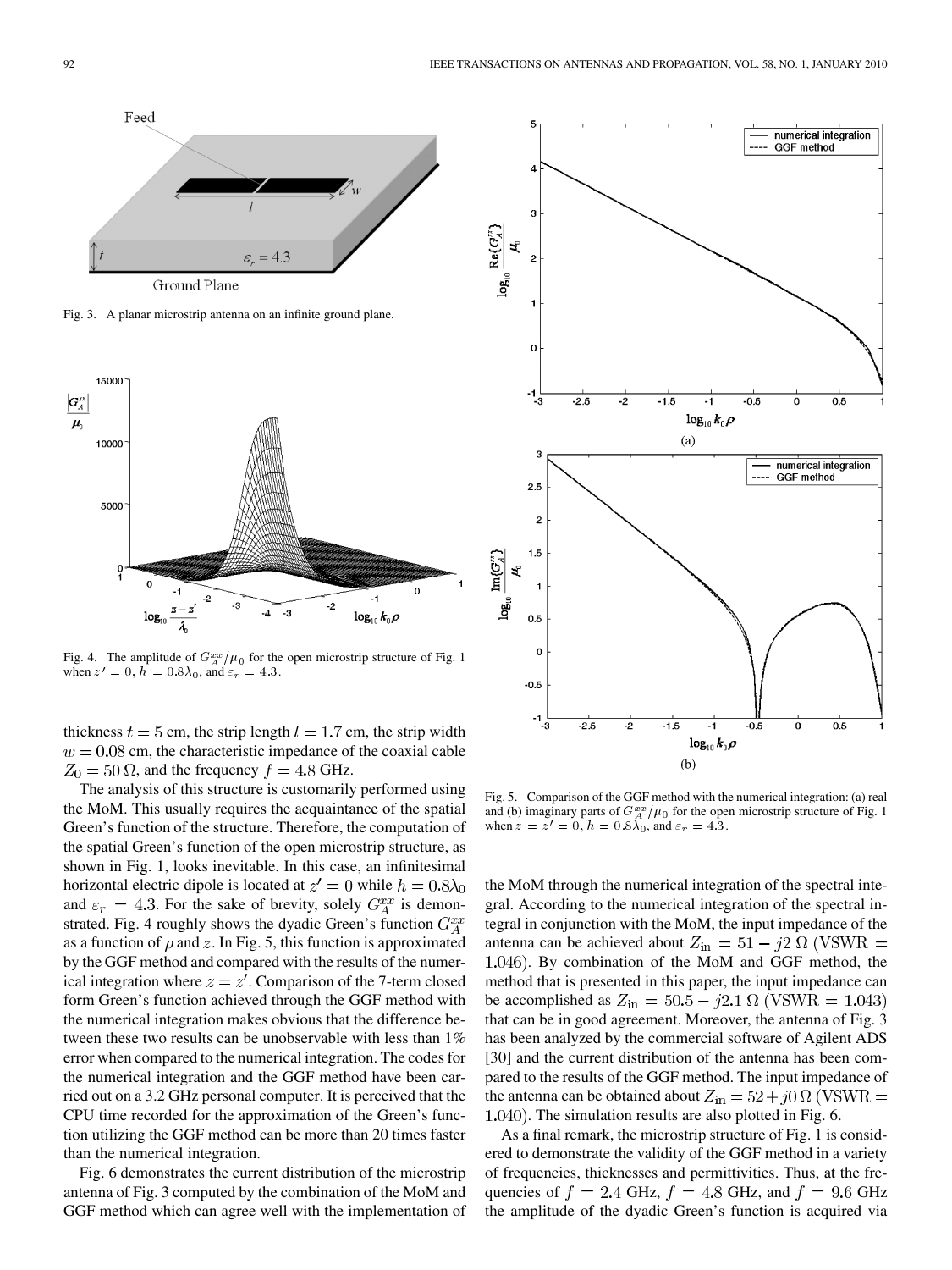Fig. 3. A planar microstrip antenna on an infinite ground plane.

Fig. 4. The amplitude of $G_A^{xx}/\mu_0$ for the open microstrip structure of Fig. 1 when $z' = 0$, $h = 0.8\lambda_0$, and $\varepsilon_r = 4.3$.

Fig. 5. Comparison of the GGF method with the numerical integration: (a) real and (b) imaginary parts of $G_A^{xx}/\mu_0$ for the open microstrip structure of Fig. 1 when $z = z' = 0$, $h = 0.8\lambda_0$, and $\varepsilon_r = 4.3$.

thickness $t = 5$ cm, the strip length $l = 1.7$ cm, the strip width $w = 0.08$ cm, the characteristic impedance of the coaxial cable $Z_0 = 50\ \Omega$, and the frequency $f = 4.8$ GHz.

The analysis of this structure is customarily performed using the MoM. This usually requires the acquaintance of the spatial Green's function of the structure. Therefore, the computation of the spatial Green's function of the open microstrip structure, as shown in Fig. 1, looks inevitable. In this case, an infinitesimal horizontal electric dipole is located at $z' = 0$ while $h = 0.8\lambda_0$ and $\varepsilon_r = 4.3$. For the sake of brevity, solely $G_A^{xx}$ is demonstrated. Fig. 4 roughly shows the dyadic Green's function $G_A^{xx}$ as a function of $\rho$ and $z$. In Fig. 5, this function is approximated by the GGF method and compared with the results of the numerical integration where $z = z'$. Comparison of the 7-term closed form Green's function achieved through the GGF method with the numerical integration makes obvious that the difference between these two results can be unobservable with less than 1% error when compared to the numerical integration. The codes for the numerical integration and the GGF method have been carried out on a 3.2 GHz personal computer. It is perceived that the CPU time recorded for the approximation of the Green's function utilizing the GGF method can be more than 20 times faster than the numerical integration.

Fig. 6 demonstrates the current distribution of the microstrip antenna of Fig. 3 computed by the combination of the MoM and GGF method which can agree well with the implementation of the MoM through the numerical integration of the spectral integral. According to the numerical integration of the spectral integral in conjunction with the MoM, the input impedance of the antenna can be achieved about $Z_{\text{in}} = 51 - j2\ \Omega$ (VSWR $= 1.046$). By combination of the MoM and GGF method, the method that is presented in this paper, the input impedance can be accomplished as $Z_{\text{in}} = 50.5 - j2.1\ \Omega$ (VSWR $= 1.043$) that can be in good agreement. Moreover, the antenna of Fig. 3 has been analyzed by the commercial software of Agilent ADS [30] and the current distribution of the antenna has been compared to the results of the GGF method. The input impedance of the antenna can be obtained about $Z_{\text{in}} = 52 + j0\ \Omega$ (VSWR $= 1.040$). The simulation results are also plotted in Fig. 6.

As a final remark, the microstrip structure of Fig. 1 is considered to demonstrate the validity of the GGF method in a variety of frequencies, thicknesses and permittivities. Thus, at the frequencies of $f = 2.4$ GHz, $f = 4.8$ GHz, and $f = 9.6$ GHz the amplitude of the dyadic Green's function is acquired via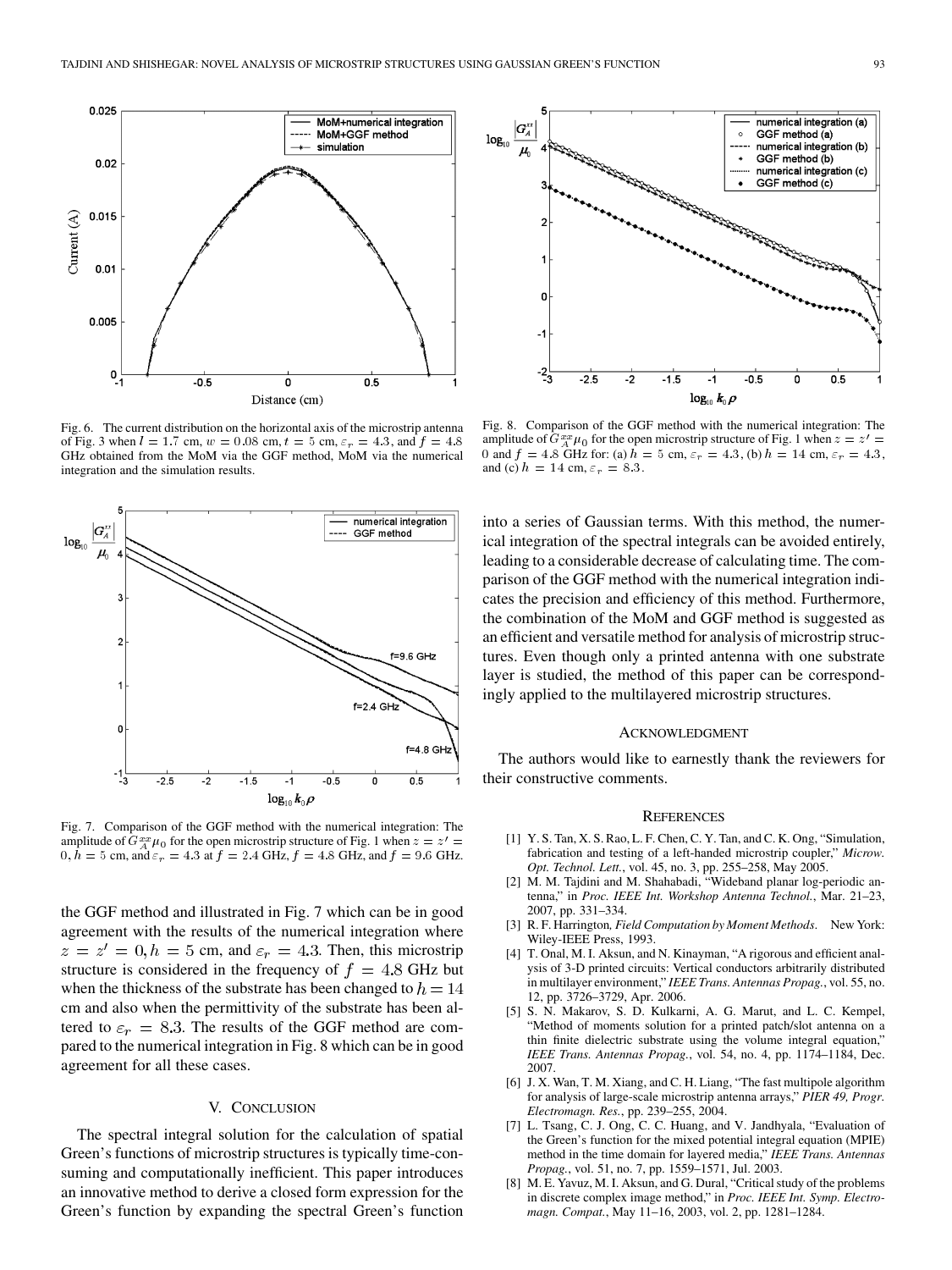Fig. 6. The current distribution on the horizontal axis of the microstrip antenna of Fig. 3 when $l = 1.7$ cm, $w = 0.08$ cm, $t = 5$ cm, $\varepsilon_r = 4.3$, and $f = 4.8$ GHz obtained from the MoM via the GGF method, MoM via the numerical integration and the simulation results.

Fig. 7. Comparison of the GGF method with the numerical integration: The amplitude of $G_A^{xx}\mu_0$ for the open microstrip structure of Fig. 1 when $z = z' = 0$, $h = 5$ cm, and $\varepsilon_r = 4.3$ at $f = 2.4$ GHz, $f = 4.8$ GHz, and $f = 9.6$ GHz.

the GGF method and illustrated in Fig. 7 which can be in good agreement with the results of the numerical integration where $z = z' = 0, h = 5$ cm, and $\varepsilon_r = 4.3$. Then, this microstrip structure is considered in the frequency of $f = 4.8$ GHz but when the thickness of the substrate has been changed to $h = 14$ cm and also when the permittivity of the substrate has been altered to $\varepsilon_r = 8.3$. The results of the GGF method are compared to the numerical integration in Fig. 8 which can be in good agreement for all these cases.

Fig. 8. Comparison of the GGF method with the numerical integration: The amplitude of $G_A^{xx}\mu_0$ for the open microstrip structure of Fig. 1 when $z = z' = 0$ and $f = 4.8$ GHz for: (a) $h = 5$ cm, $\varepsilon_r = 4.3$, (b) $h = 14$ cm, $\varepsilon_r = 4.3$, and (c) $h = 14$ cm, $\varepsilon_r = 8.3$.

## V. Conclusion

The spectral integral solution for the calculation of spatial Green's functions of microstrip structures is typically time-consuming and computationally inefficient. This paper introduces an innovative method to derive a closed form expression for the Green's function by expanding the spectral Green's function into a series of Gaussian terms. With this method, the numerical integration of the spectral integrals can be avoided entirely, leading to a considerable decrease of calculating time. The comparison of the GGF method with the numerical integration indicates the precision and efficiency of this method. Furthermore, the combination of the MoM and GGF method is suggested as an efficient and versatile method for analysis of microstrip structures. Even though only a printed antenna with one substrate layer is studied, the method of this paper can be correspondingly applied to the multilayered microstrip structures.

## Acknowledgment

The authors would like to earnestly thank the reviewers for their constructive comments.

## References

[1] Y. S. Tan, X. S. Rao, L. F. Chen, C. Y. Tan, and C. K. Ong, "Simulation, fabrication and testing of a left-handed microstrip coupler," *Microw. Opt. Technol. Lett.*, vol. 45, no. 3, pp. 255–258, May 2005.

[2] M. M. Tajdini and M. Shahabadi, "Wideband planar log-periodic antenna," in *Proc. IEEE Int. Workshop Antenna Technol.*, Mar. 21–23, 2007, pp. 331–334.

[3] R. F. Harrington, *Field Computation by Moment Methods*. New York: Wiley-IEEE Press, 1993.

[4] T. Onal, M. I. Aksun, and N. Kinayman, "A rigorous and efficient analysis of 3-D printed circuits: Vertical conductors arbitrarily distributed in multilayer environment," *IEEE Trans. Antennas Propag.*, vol. 55, no. 12, pp. 3726–3729, Apr. 2006.

[5] S. N. Makarov, S. D. Kulkarni, A. G. Marut, and L. C. Kempel, "Method of moments solution for a printed patch/slot antenna on a thin finite dielectric substrate using the volume integral equation," *IEEE Trans. Antennas Propag.*, vol. 54, no. 4, pp. 1174–1184, Dec. 2007.

[6] J. X. Wan, T. M. Xiang, and C. H. Liang, "The fast multipole algorithm for analysis of large-scale microstrip antenna arrays," *PIER 49, Progr. Electromagn. Res.*, pp. 239–255, 2004.

[7] L. Tsang, C. J. Ong, C. C. Huang, and V. Jandhyala, "Evaluation of the Green's function for the mixed potential integral equation (MPIE) method in the time domain for layered media," *IEEE Trans. Antennas Propag.*, vol. 51, no. 7, pp. 1559–1571, Jul. 2003.

[8] M. E. Yavuz, M. I. Aksun, and G. Dural, "Critical study of the problems in discrete complex image method," in *Proc. IEEE Int. Symp. Electromagn. Compat.*, May 11–16, 2003, vol. 2, pp. 1281–1284.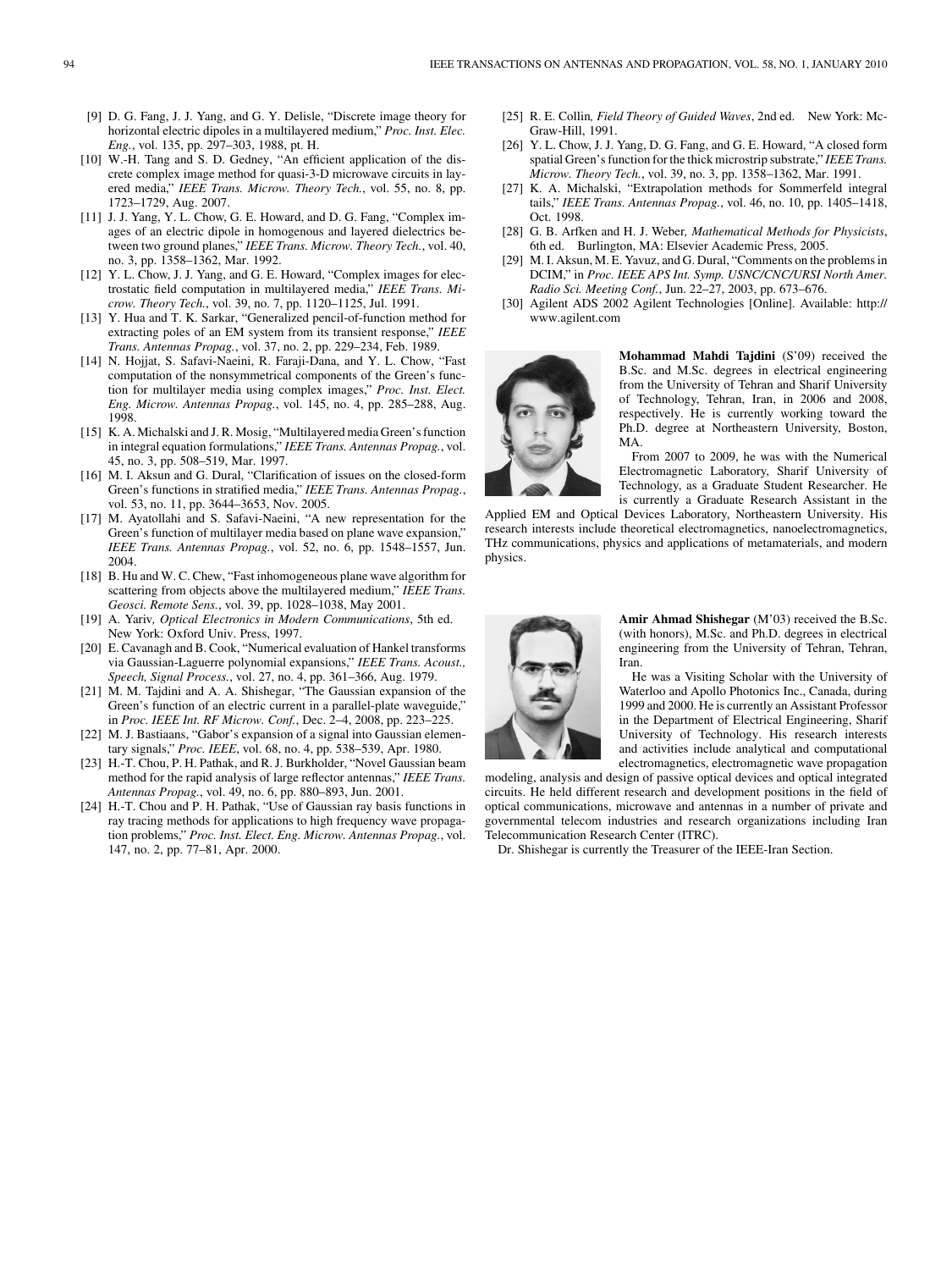[9] D. G. Fang, J. J. Yang, and G. Y. Delisle, "Discrete image theory for horizontal electric dipoles in a multilayered medium," *Proc. Inst. Elec. Eng.*, vol. 135, pp. 297–303, 1988, pt. H.

[10] W.-H. Tang and S. D. Gedney, "An efficient application of the discrete complex image method for quasi-3-D microwave circuits in layered media," *IEEE Trans. Microw. Theory Tech.*, vol. 55, no. 8, pp. 1723–1729, Aug. 2007.

[11] J. J. Yang, Y. L. Chow, G. E. Howard, and D. G. Fang, "Complex images of an electric dipole in homogenous and layered dielectrics between two ground planes," *IEEE Trans. Microw. Theory Tech.*, vol. 40, no. 3, pp. 1358–1362, Mar. 1992.

[12] Y. L. Chow, J. J. Yang, and G. E. Howard, "Complex images for electrostatic field computation in multilayered media," *IEEE Trans. Microw. Theory Tech.*, vol. 39, no. 7, pp. 1120–1125, Jul. 1991.

[13] Y. Hua and T. K. Sarkar, "Generalized pencil-of-function method for extracting poles of an EM system from its transient response," *IEEE Trans. Antennas Propag.*, vol. 37, no. 2, pp. 229–234, Feb. 1989.

[14] N. Hojjat, S. Safavi-Naeini, R. Faraji-Dana, and Y. L. Chow, "Fast computation of the nonsymmetrical components of the Green's function for multilayer media using complex images," *Proc. Inst. Elect. Eng. Microw. Antennas Propag.*, vol. 145, no. 4, pp. 285–288, Aug. 1998.

[15] K. A. Michalski and J. R. Mosig, "Multilayered media Green's function in integral equation formulations," *IEEE Trans. Antennas Propag.*, vol. 45, no. 3, pp. 508–519, Mar. 1997.

[16] M. I. Aksun and G. Dural, "Clarification of issues on the closed-form Green's functions in stratified media," *IEEE Trans. Antennas Propag.*, vol. 53, no. 11, pp. 3644–3653, Nov. 2005.

[17] M. Ayatollahi and S. Safavi-Naeini, "A new representation for the Green's function of multilayer media based on plane wave expansion," *IEEE Trans. Antennas Propag.*, vol. 52, no. 6, pp. 1548–1557, Jun. 2004.

[18] B. Hu and W. C. Chew, "Fast inhomogeneous plane wave algorithm for scattering from objects above the multilayered medium," *IEEE Trans. Geosci. Remote Sens.*, vol. 39, pp. 1028–1038, May 2001.

[19] A. Yariv, *Optical Electronics in Modern Communications*, 5th ed. New York: Oxford Univ. Press, 1997.

[20] E. Cavanagh and B. Cook, "Numerical evaluation of Hankel transforms via Gaussian-Laguerre polynomial expansions," *IEEE Trans. Acoust., Speech, Signal Process.*, vol. 27, no. 4, pp. 361–366, Aug. 1979.

[21] M. M. Tajdini and A. A. Shishegar, "The Gaussian expansion of the Green's function of an electric current in a parallel-plate waveguide," in *Proc. IEEE Int. RF Microw. Conf.*, Dec. 2–4, 2008, pp. 223–225.

[22] M. J. Bastiaans, "Gabor's expansion of a signal into Gaussian elementary signals," *Proc. IEEE*, vol. 68, no. 4, pp. 538–539, Apr. 1980.

[23] H.-T. Chou, P. H. Pathak, and R. J. Burkholder, "Novel Gaussian beam method for the rapid analysis of large reflector antennas," *IEEE Trans. Antennas Propag.*, vol. 49, no. 6, pp. 880–893, Jun. 2001.

[24] H.-T. Chou and P. H. Pathak, "Use of Gaussian ray basis functions in ray tracing methods for applications to high frequency wave propagation problems," *Proc. Inst. Elect. Eng. Microw. Antennas Propag.*, vol. 147, no. 2, pp. 77–81, Apr. 2000.

[25] R. E. Collin, *Field Theory of Guided Waves*, 2nd ed. New York: McGraw-Hill, 1991.

[26] Y. L. Chow, J. J. Yang, D. G. Fang, and G. E. Howard, "A closed form spatial Green's function for the thick microstrip substrate," *IEEE Trans. Microw. Theory Tech.*, vol. 39, no. 3, pp. 1358–1362, Mar. 1991.

[27] K. A. Michalski, "Extrapolation methods for Sommerfeld integral tails," *IEEE Trans. Antennas Propag.*, vol. 46, no. 10, pp. 1405–1418, Oct. 1998.

[28] G. B. Arfken and H. J. Weber, *Mathematical Methods for Physicists*, 6th ed. Burlington, MA: Elsevier Academic Press, 2005.

[29] M. I. Aksun, M. E. Yavuz, and G. Dural, "Comments on the problems in DCIM," in *Proc. IEEE APS Int. Symp. USNC/CNC/URSI North Amer. Radio Sci. Meeting Conf.*, Jun. 22–27, 2003, pp. 673–676.

[30] Agilent ADS 2002 Agilent Technologies [Online]. Available: http://www.agilent.com

**Mohammad Mahdi Tajdini** (S'09) received the B.Sc. and M.Sc. degrees in electrical engineering from the University of Tehran and Sharif University of Technology, Tehran, Iran, in 2006 and 2008, respectively. He is currently working toward the Ph.D. degree at Northeastern University, Boston, MA.

From 2007 to 2009, he was with the Numerical Electromagnetic Laboratory, Sharif University of Technology, as a Graduate Student Researcher. He is currently a Graduate Research Assistant in the Applied EM and Optical Devices Laboratory, Northeastern University. His research interests include theoretical electromagnetics, nanoelectromagnetics, THz communications, physics and applications of metamaterials, and modern physics.

**Amir Ahmad Shishegar** (M'03) received the B.Sc. (with honors), M.Sc. and Ph.D. degrees in electrical engineering from the University of Tehran, Tehran, Iran.

He was a Visiting Scholar with the University of Waterloo and Apollo Photonics Inc., Canada, during 1999 and 2000. He is currently an Assistant Professor in the Department of Electrical Engineering, Sharif University of Technology. His research interests and activities include analytical and computational electromagnetics, electromagnetic wave propagation modeling, analysis and design of passive optical devices and optical integrated circuits. He held different research and development positions in the field of optical communications, microwave and antennas in a number of private and governmental telecom industries and research organizations including Iran Telecommunication Research Center (ITRC).

Dr. Shishegar is currently the Treasurer of the IEEE-Iran Section.